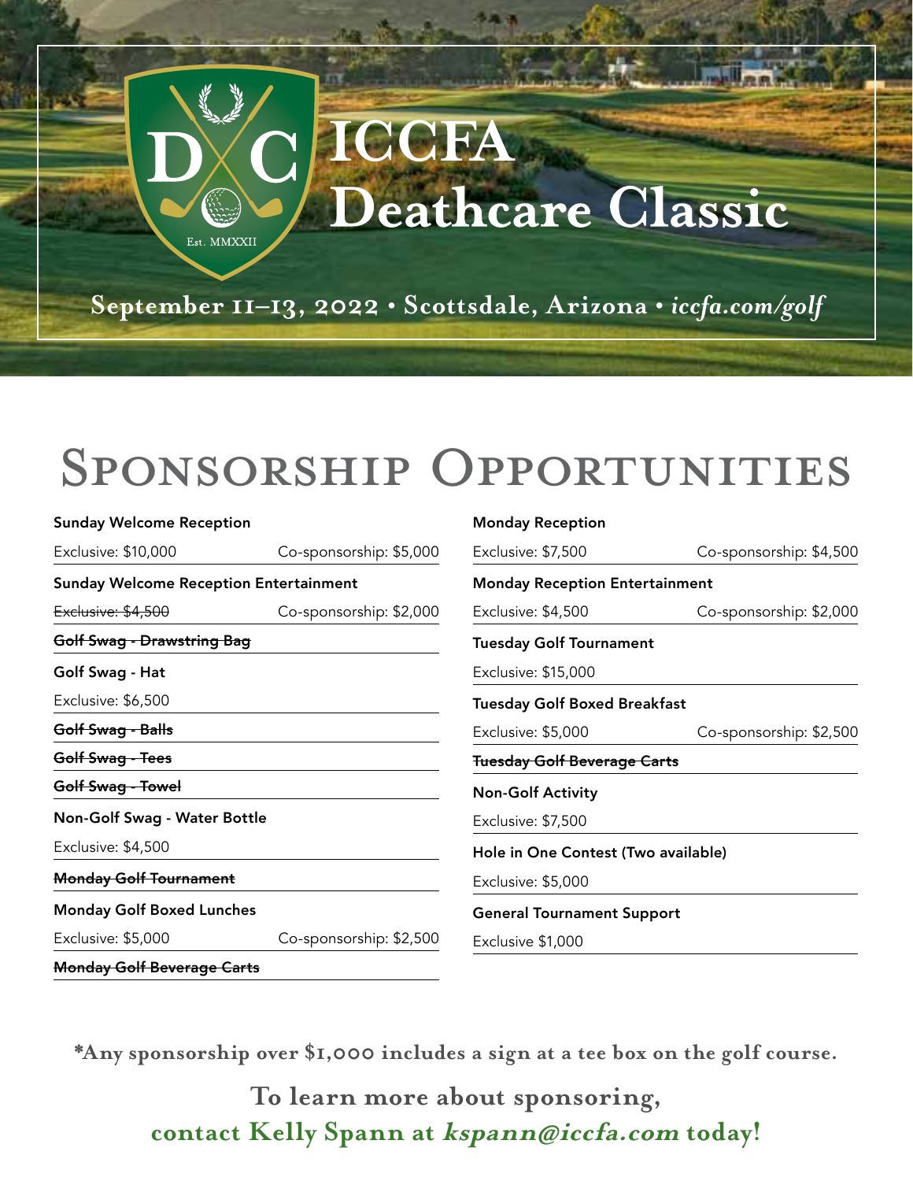# ICCFA Deathcare Classic

Est. MMXXII

September 11–13, 2022 • Scottsdale, Arizona • *iccfa.com/golf*

## Sponsorship Opportunities

**Sunday Welcome Reception**

Exclusive: $10,000 | Co-sponsorship: $5,000

**Sunday Welcome Reception Entertainment**

~~Exclusive: $4,500~~ | Co-sponsorship: $2,000

~~**Golf Swag - Drawstring Bag**~~

**Golf Swag - Hat**

Exclusive: $6,500

~~**Golf Swag - Balls**~~

~~**Golf Swag - Tees**~~

~~**Golf Swag - Towel**~~

**Non-Golf Swag - Water Bottle**

Exclusive: $4,500

~~**Monday Golf Tournament**~~

**Monday Golf Boxed Lunches**

Exclusive: $5,000 | Co-sponsorship: $2,500

~~**Monday Golf Beverage Carts**~~

**Monday Reception**

Exclusive: $7,500 | Co-sponsorship: $4,500

**Monday Reception Entertainment**

Exclusive: $4,500 | Co-sponsorship: $2,000

**Tuesday Golf Tournament**

Exclusive: $15,000

**Tuesday Golf Boxed Breakfast**

Exclusive: $5,000 | Co-sponsorship: $2,500

~~**Tuesday Golf Beverage Carts**~~

**Non-Golf Activity**

Exclusive: $7,500

**Hole in One Contest (Two available)**

Exclusive: $5,000

**General Tournament Support**

Exclusive $1,000

***Any sponsorship over $1,000 includes a sign at a tee box on the golf course.**

**To learn more about sponsoring,**
**contact Kelly Spann at *kspann@iccfa.com* today!**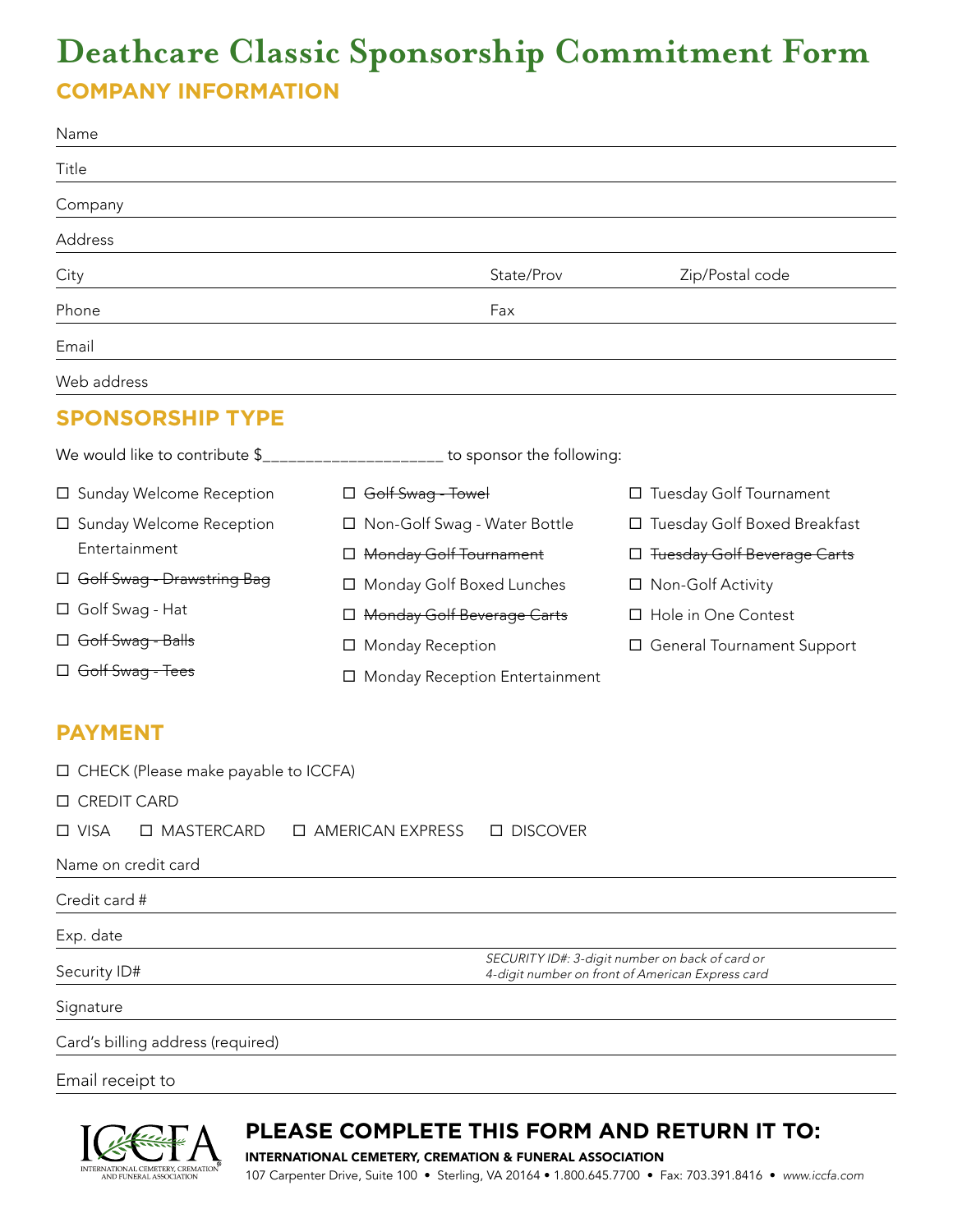# Deathcare Classic Sponsorship Commitment Form

## COMPANY INFORMATION

Name

Title

Company

Address

City State/Prov Zip/Postal code

Phone Fax

Email

Web address

## SPONSORSHIP TYPE

We would like to contribute $____________________ to sponsor the following:

- ☐ Sunday Welcome Reception
- ☐ Sunday Welcome Reception Entertainment
- ☐ ~~Golf Swag - Drawstring Bag~~
- ☐ Golf Swag - Hat
- ☐ ~~Golf Swag - Balls~~
- ☐ ~~Golf Swag - Tees~~
- ☐ ~~Golf Swag - Towel~~
- ☐ Non-Golf Swag - Water Bottle
- ☐ ~~Monday Golf Tournament~~
- ☐ Monday Golf Boxed Lunches
- ☐ ~~Monday Golf Beverage Carts~~
- ☐ Monday Reception
- ☐ Monday Reception Entertainment
- ☐ Tuesday Golf Tournament
- ☐ Tuesday Golf Boxed Breakfast
- ☐ ~~Tuesday Golf Beverage Carts~~
- ☐ Non-Golf Activity
- ☐ Hole in One Contest
- ☐ General Tournament Support

## PAYMENT

☐ CHECK (Please make payable to ICCFA)

☐ CREDIT CARD

☐ VISA ☐ MASTERCARD ☐ AMERICAN EXPRESS ☐ DISCOVER

Name on credit card

Credit card #

Exp. date

Security ID# *SECURITY ID#: 3-digit number on back of card or 4-digit number on front of American Express card*

Signature

Card's billing address (required)

Email receipt to

## PLEASE COMPLETE THIS FORM AND RETURN IT TO:

**INTERNATIONAL CEMETERY, CREMATION & FUNERAL ASSOCIATION**

107 Carpenter Drive, Suite 100 • Sterling, VA 20164 • 1.800.645.7700 • Fax: 703.391.8416 • *www.iccfa.com*